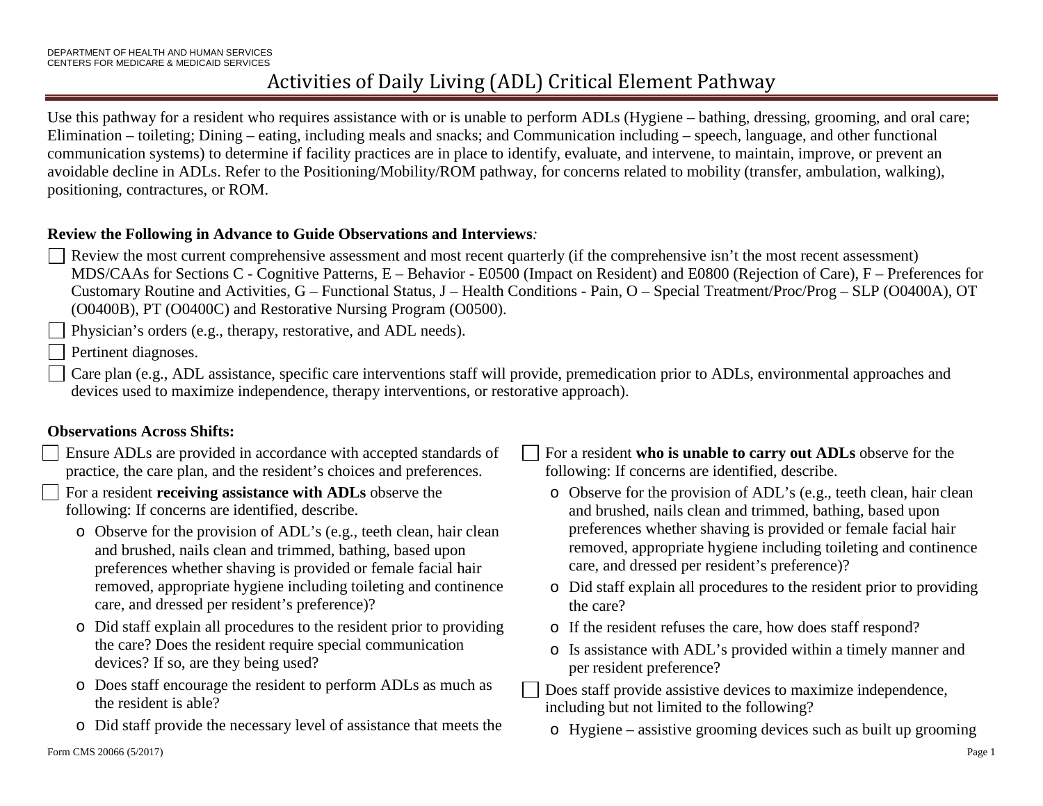DEPARTMENT OF HEALTH AND HUMAN SERVICES
CENTERS FOR MEDICARE & MEDICAID SERVICES

# Activities of Daily Living (ADL) Critical Element Pathway

Use this pathway for a resident who requires assistance with or is unable to perform ADLs (Hygiene – bathing, dressing, grooming, and oral care; Elimination – toileting; Dining – eating, including meals and snacks; and Communication including – speech, language, and other functional communication systems) to determine if facility practices are in place to identify, evaluate, and intervene, to maintain, improve, or prevent an avoidable decline in ADLs. Refer to the Positioning/Mobility/ROM pathway, for concerns related to mobility (transfer, ambulation, walking), positioning, contractures, or ROM.

**Review the Following in Advance to Guide Observations and Interviews***:*

- ☐ Review the most current comprehensive assessment and most recent quarterly (if the comprehensive isn't the most recent assessment) MDS/CAAs for Sections C - Cognitive Patterns, E – Behavior - E0500 (Impact on Resident) and E0800 (Rejection of Care), F – Preferences for Customary Routine and Activities, G – Functional Status, J – Health Conditions - Pain, O – Special Treatment/Proc/Prog – SLP (O0400A), OT (O0400B), PT (O0400C) and Restorative Nursing Program (O0500).
- ☐ Physician's orders (e.g., therapy, restorative, and ADL needs).
- ☐ Pertinent diagnoses.
- ☐ Care plan (e.g., ADL assistance, specific care interventions staff will provide, premedication prior to ADLs, environmental approaches and devices used to maximize independence, therapy interventions, or restorative approach).

**Observations Across Shifts:**

- ☐ Ensure ADLs are provided in accordance with accepted standards of practice, the care plan, and the resident's choices and preferences.
- ☐ For a resident **receiving assistance with ADLs** observe the following: If concerns are identified, describe.
  - o Observe for the provision of ADL's (e.g., teeth clean, hair clean and brushed, nails clean and trimmed, bathing, based upon preferences whether shaving is provided or female facial hair removed, appropriate hygiene including toileting and continence care, and dressed per resident's preference)?
  - o Did staff explain all procedures to the resident prior to providing the care? Does the resident require special communication devices? If so, are they being used?
  - o Does staff encourage the resident to perform ADLs as much as the resident is able?
  - o Did staff provide the necessary level of assistance that meets the
- ☐ For a resident **who is unable to carry out ADLs** observe for the following: If concerns are identified, describe.
  - o Observe for the provision of ADL's (e.g., teeth clean, hair clean and brushed, nails clean and trimmed, bathing, based upon preferences whether shaving is provided or female facial hair removed, appropriate hygiene including toileting and continence care, and dressed per resident's preference)?
  - o Did staff explain all procedures to the resident prior to providing the care?
  - o If the resident refuses the care, how does staff respond?
  - o Is assistance with ADL's provided within a timely manner and per resident preference?
- ☐ Does staff provide assistive devices to maximize independence, including but not limited to the following?
  - o Hygiene – assistive grooming devices such as built up grooming

Form CMS 20066 (5/2017)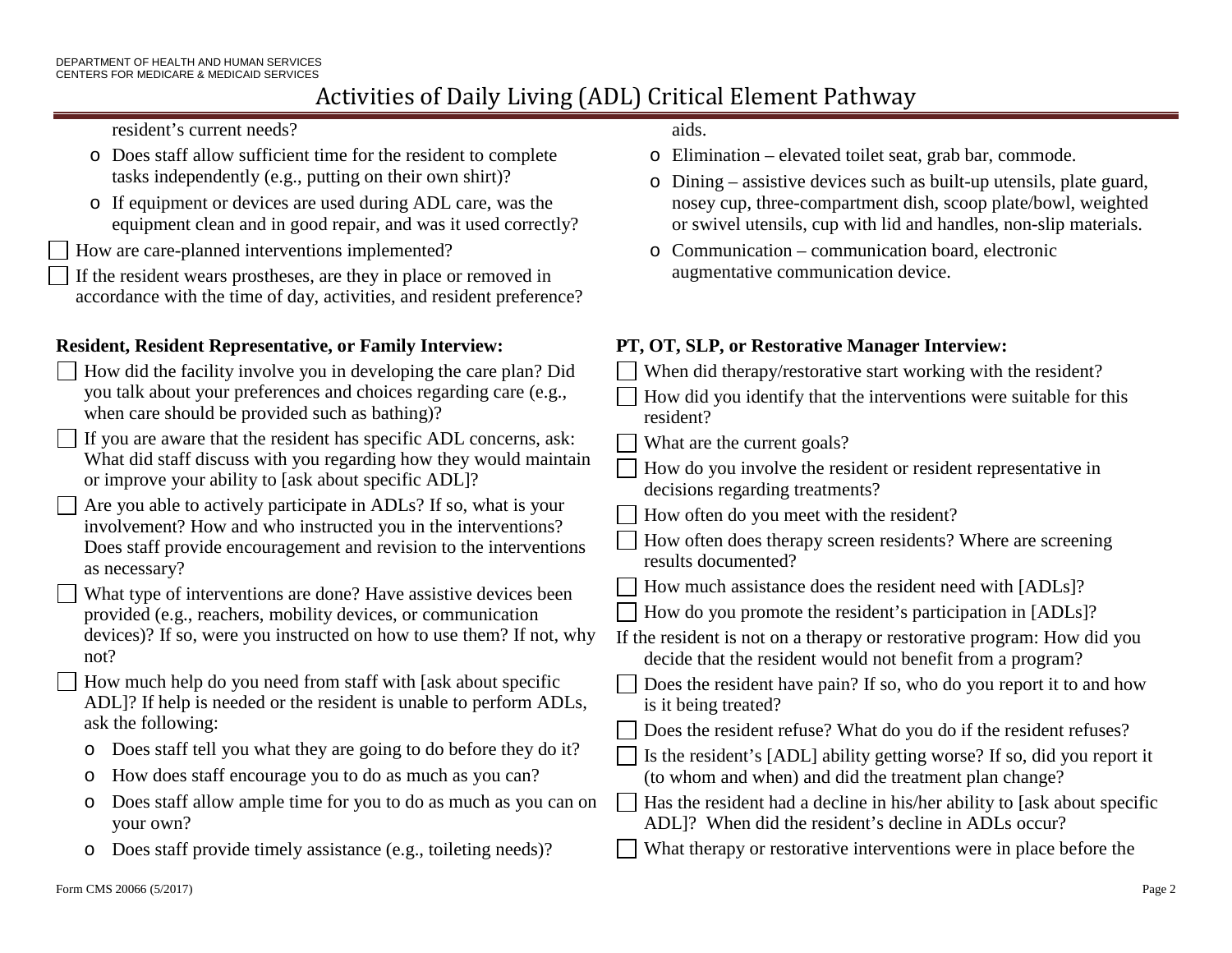resident's current needs?

  - Does staff allow sufficient time for the resident to complete tasks independently (e.g., putting on their own shirt)?
  - If equipment or devices are used during ADL care, was the equipment clean and in good repair, and was it used correctly?

- ☐ How are care-planned interventions implemented?
- ☐ If the resident wears prostheses, are they in place or removed in accordance with the time of day, activities, and resident preference?

aids.

  - Elimination – elevated toilet seat, grab bar, commode.
  - Dining – assistive devices such as built-up utensils, plate guard, nosey cup, three-compartment dish, scoop plate/bowl, weighted or swivel utensils, cup with lid and handles, non-slip materials.
  - Communication – communication board, electronic augmentative communication device.

**Resident, Resident Representative, or Family Interview:**

- ☐ How did the facility involve you in developing the care plan? Did you talk about your preferences and choices regarding care (e.g., when care should be provided such as bathing)?
- ☐ If you are aware that the resident has specific ADL concerns, ask: What did staff discuss with you regarding how they would maintain or improve your ability to [ask about specific ADL]?
- ☐ Are you able to actively participate in ADLs? If so, what is your involvement? How and who instructed you in the interventions? Does staff provide encouragement and revision to the interventions as necessary?
- ☐ What type of interventions are done? Have assistive devices been provided (e.g., reachers, mobility devices, or communication devices)? If so, were you instructed on how to use them? If not, why not?
- ☐ How much help do you need from staff with [ask about specific ADL]? If help is needed or the resident is unable to perform ADLs, ask the following:
  - Does staff tell you what they are going to do before they do it?
  - How does staff encourage you to do as much as you can?
  - Does staff allow ample time for you to do as much as you can on your own?
  - Does staff provide timely assistance (e.g., toileting needs)?

**PT, OT, SLP, or Restorative Manager Interview:**

- ☐ When did therapy/restorative start working with the resident?
- ☐ How did you identify that the interventions were suitable for this resident?
- ☐ What are the current goals?
- ☐ How do you involve the resident or resident representative in decisions regarding treatments?
- ☐ How often do you meet with the resident?
- ☐ How often does therapy screen residents? Where are screening results documented?
- ☐ How much assistance does the resident need with [ADLs]?
- ☐ How do you promote the resident's participation in [ADLs]?

If the resident is not on a therapy or restorative program: How did you decide that the resident would not benefit from a program?

- ☐ Does the resident have pain? If so, who do you report it to and how is it being treated?
- ☐ Does the resident refuse? What do you do if the resident refuses?
- ☐ Is the resident's [ADL] ability getting worse? If so, did you report it (to whom and when) and did the treatment plan change?
- ☐ Has the resident had a decline in his/her ability to [ask about specific ADL]? When did the resident's decline in ADLs occur?
- ☐ What therapy or restorative interventions were in place before the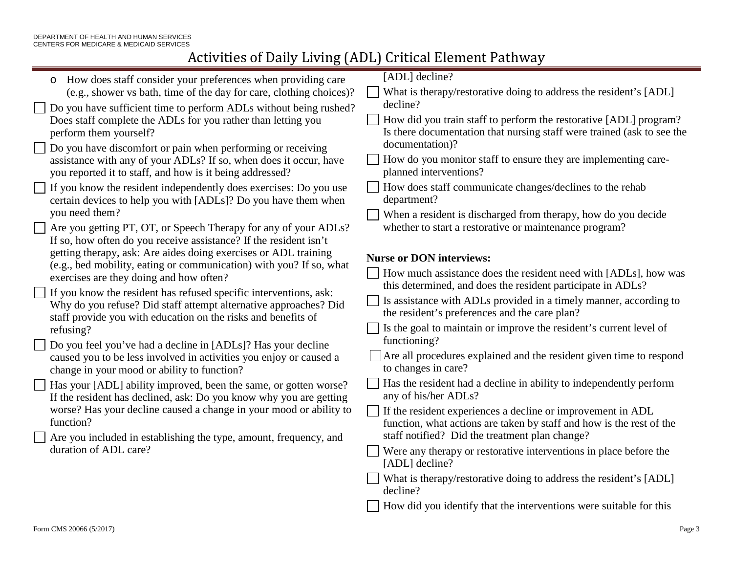# Activities of Daily Living (ADL) Critical Element Pathway

- How does staff consider your preferences when providing care (e.g., shower vs bath, time of the day for care, clothing choices)?

- [ ] Do you have sufficient time to perform ADLs without being rushed? Does staff complete the ADLs for you rather than letting you perform them yourself?
- [ ] Do you have discomfort or pain when performing or receiving assistance with any of your ADLs? If so, when does it occur, have you reported it to staff, and how is it being addressed?
- [ ] If you know the resident independently does exercises: Do you use certain devices to help you with [ADLs]? Do you have them when you need them?
- [ ] Are you getting PT, OT, or Speech Therapy for any of your ADLs? If so, how often do you receive assistance? If the resident isn't getting therapy, ask: Are aides doing exercises or ADL training (e.g., bed mobility, eating or communication) with you? If so, what exercises are they doing and how often?
- [ ] If you know the resident has refused specific interventions, ask: Why do you refuse? Did staff attempt alternative approaches? Did staff provide you with education on the risks and benefits of refusing?
- [ ] Do you feel you've had a decline in [ADLs]? Has your decline caused you to be less involved in activities you enjoy or caused a change in your mood or ability to function?
- [ ] Has your [ADL] ability improved, been the same, or gotten worse? If the resident has declined, ask: Do you know why you are getting worse? Has your decline caused a change in your mood or ability to function?
- [ ] Are you included in establishing the type, amount, frequency, and duration of ADL care?

[ADL] decline?

- [ ] What is therapy/restorative doing to address the resident's [ADL] decline?
- [ ] How did you train staff to perform the restorative [ADL] program? Is there documentation that nursing staff were trained (ask to see the documentation)?
- [ ] How do you monitor staff to ensure they are implementing care-planned interventions?
- [ ] How does staff communicate changes/declines to the rehab department?
- [ ] When a resident is discharged from therapy, how do you decide whether to start a restorative or maintenance program?

**Nurse or DON interviews:**

- [ ] How much assistance does the resident need with [ADLs], how was this determined, and does the resident participate in ADLs?
- [ ] Is assistance with ADLs provided in a timely manner, according to the resident's preferences and the care plan?
- [ ] Is the goal to maintain or improve the resident's current level of functioning?
- [ ] Are all procedures explained and the resident given time to respond to changes in care?
- [ ] Has the resident had a decline in ability to independently perform any of his/her ADLs?
- [ ] If the resident experiences a decline or improvement in ADL function, what actions are taken by staff and how is the rest of the staff notified? Did the treatment plan change?
- [ ] Were any therapy or restorative interventions in place before the [ADL] decline?
- [ ] What is therapy/restorative doing to address the resident's [ADL] decline?
- [ ] How did you identify that the interventions were suitable for this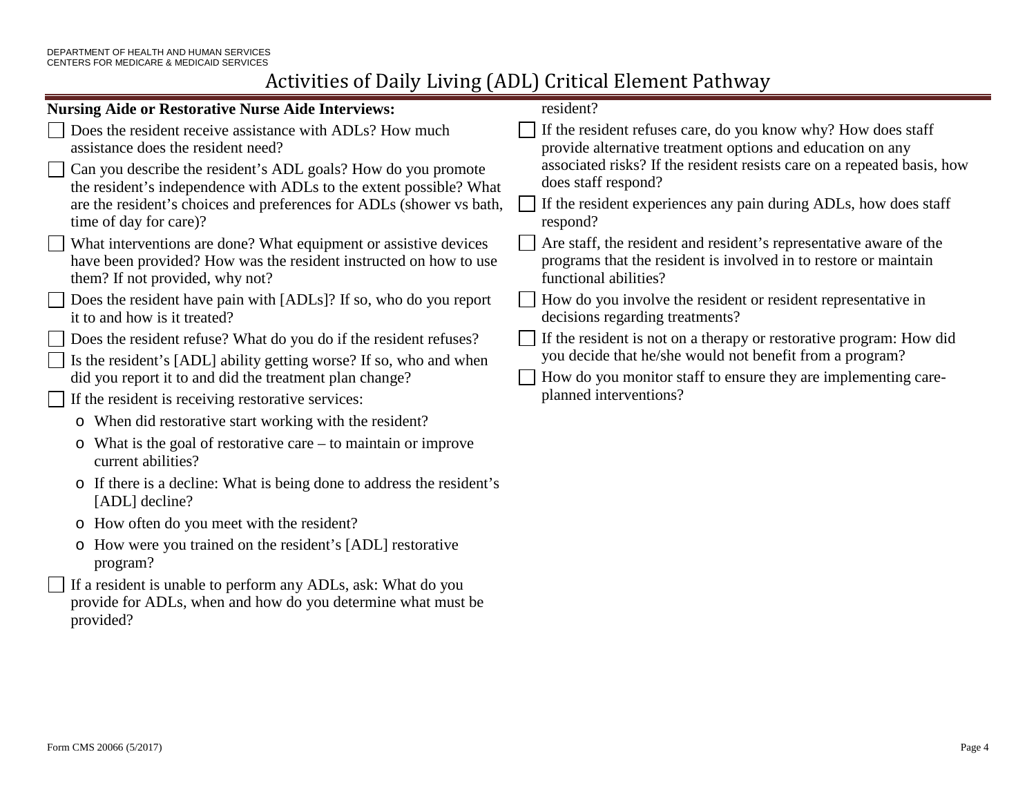# Activities of Daily Living (ADL) Critical Element Pathway

**Nursing Aide or Restorative Nurse Aide Interviews:**

- ☐ Does the resident receive assistance with ADLs? How much assistance does the resident need?
- ☐ Can you describe the resident's ADL goals? How do you promote the resident's independence with ADLs to the extent possible? What are the resident's choices and preferences for ADLs (shower vs bath, time of day for care)?
- ☐ What interventions are done? What equipment or assistive devices have been provided? How was the resident instructed on how to use them? If not provided, why not?
- ☐ Does the resident have pain with [ADLs]? If so, who do you report it to and how is it treated?
- ☐ Does the resident refuse? What do you do if the resident refuses?
- ☐ Is the resident's [ADL] ability getting worse? If so, who and when did you report it to and did the treatment plan change?
- ☐ If the resident is receiving restorative services:
  - When did restorative start working with the resident?
  - What is the goal of restorative care – to maintain or improve current abilities?
  - If there is a decline: What is being done to address the resident's [ADL] decline?
  - How often do you meet with the resident?
  - How were you trained on the resident's [ADL] restorative program?
- ☐ If a resident is unable to perform any ADLs, ask: What do you provide for ADLs, when and how do you determine what must be provided?

resident?

- ☐ If the resident refuses care, do you know why? How does staff provide alternative treatment options and education on any associated risks? If the resident resists care on a repeated basis, how does staff respond?
- ☐ If the resident experiences any pain during ADLs, how does staff respond?
- ☐ Are staff, the resident and resident's representative aware of the programs that the resident is involved in to restore or maintain functional abilities?
- ☐ How do you involve the resident or resident representative in decisions regarding treatments?
- ☐ If the resident is not on a therapy or restorative program: How did you decide that he/she would not benefit from a program?
- ☐ How do you monitor staff to ensure they are implementing care-planned interventions?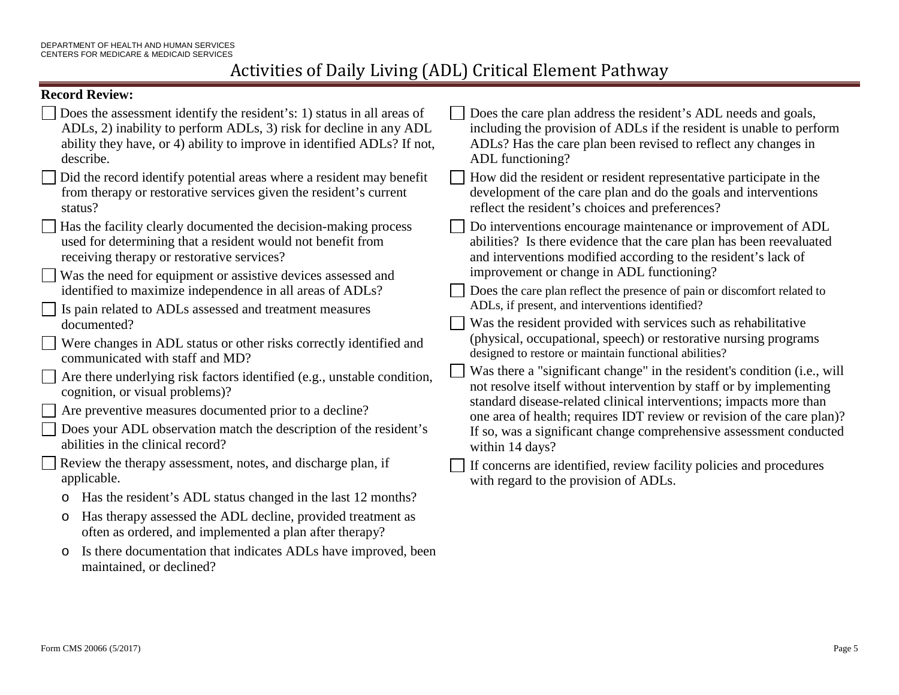# Activities of Daily Living (ADL) Critical Element Pathway

**Record Review:**

- ☐ Does the assessment identify the resident's: 1) status in all areas of ADLs, 2) inability to perform ADLs, 3) risk for decline in any ADL ability they have, or 4) ability to improve in identified ADLs? If not, describe.
- ☐ Did the record identify potential areas where a resident may benefit from therapy or restorative services given the resident's current status?
- ☐ Has the facility clearly documented the decision-making process used for determining that a resident would not benefit from receiving therapy or restorative services?
- ☐ Was the need for equipment or assistive devices assessed and identified to maximize independence in all areas of ADLs?
- ☐ Is pain related to ADLs assessed and treatment measures documented?
- ☐ Were changes in ADL status or other risks correctly identified and communicated with staff and MD?
- ☐ Are there underlying risk factors identified (e.g., unstable condition, cognition, or visual problems)?
- ☐ Are preventive measures documented prior to a decline?
- ☐ Does your ADL observation match the description of the resident's abilities in the clinical record?
- ☐ Review the therapy assessment, notes, and discharge plan, if applicable.
  - Has the resident's ADL status changed in the last 12 months?
  - Has therapy assessed the ADL decline, provided treatment as often as ordered, and implemented a plan after therapy?
  - Is there documentation that indicates ADLs have improved, been maintained, or declined?
- ☐ Does the care plan address the resident's ADL needs and goals, including the provision of ADLs if the resident is unable to perform ADLs? Has the care plan been revised to reflect any changes in ADL functioning?
- ☐ How did the resident or resident representative participate in the development of the care plan and do the goals and interventions reflect the resident's choices and preferences?
- ☐ Do interventions encourage maintenance or improvement of ADL abilities? Is there evidence that the care plan has been reevaluated and interventions modified according to the resident's lack of improvement or change in ADL functioning?
- ☐ Does the care plan reflect the presence of pain or discomfort related to ADLs, if present, and interventions identified?
- ☐ Was the resident provided with services such as rehabilitative (physical, occupational, speech) or restorative nursing programs designed to restore or maintain functional abilities?
- ☐ Was there a "significant change" in the resident's condition (i.e., will not resolve itself without intervention by staff or by implementing standard disease-related clinical interventions; impacts more than one area of health; requires IDT review or revision of the care plan)? If so, was a significant change comprehensive assessment conducted within 14 days?
- ☐ If concerns are identified, review facility policies and procedures with regard to the provision of ADLs.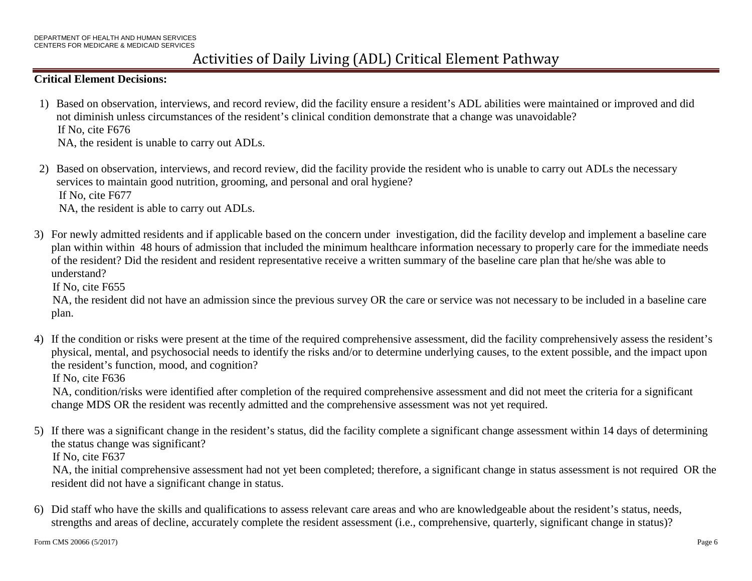# Activities of Daily Living (ADL) Critical Element Pathway

**Critical Element Decisions:**

1) Based on observation, interviews, and record review, did the facility ensure a resident's ADL abilities were maintained or improved and did not diminish unless circumstances of the resident's clinical condition demonstrate that a change was unavoidable?
   If No, cite F676
   NA, the resident is unable to carry out ADLs.

2) Based on observation, interviews, and record review, did the facility provide the resident who is unable to carry out ADLs the necessary services to maintain good nutrition, grooming, and personal and oral hygiene?
   If No, cite F677
   NA, the resident is able to carry out ADLs.

3) For newly admitted residents and if applicable based on the concern under investigation, did the facility develop and implement a baseline care plan within within 48 hours of admission that included the minimum healthcare information necessary to properly care for the immediate needs of the resident? Did the resident and resident representative receive a written summary of the baseline care plan that he/she was able to understand?
   If No, cite F655
   NA, the resident did not have an admission since the previous survey OR the care or service was not necessary to be included in a baseline care plan.

4) If the condition or risks were present at the time of the required comprehensive assessment, did the facility comprehensively assess the resident's physical, mental, and psychosocial needs to identify the risks and/or to determine underlying causes, to the extent possible, and the impact upon the resident's function, mood, and cognition?
   If No, cite F636
   NA, condition/risks were identified after completion of the required comprehensive assessment and did not meet the criteria for a significant change MDS OR the resident was recently admitted and the comprehensive assessment was not yet required.

5) If there was a significant change in the resident's status, did the facility complete a significant change assessment within 14 days of determining the status change was significant?
   If No, cite F637
   NA, the initial comprehensive assessment had not yet been completed; therefore, a significant change in status assessment is not required OR the resident did not have a significant change in status.

6) Did staff who have the skills and qualifications to assess relevant care areas and who are knowledgeable about the resident's status, needs, strengths and areas of decline, accurately complete the resident assessment (i.e., comprehensive, quarterly, significant change in status)?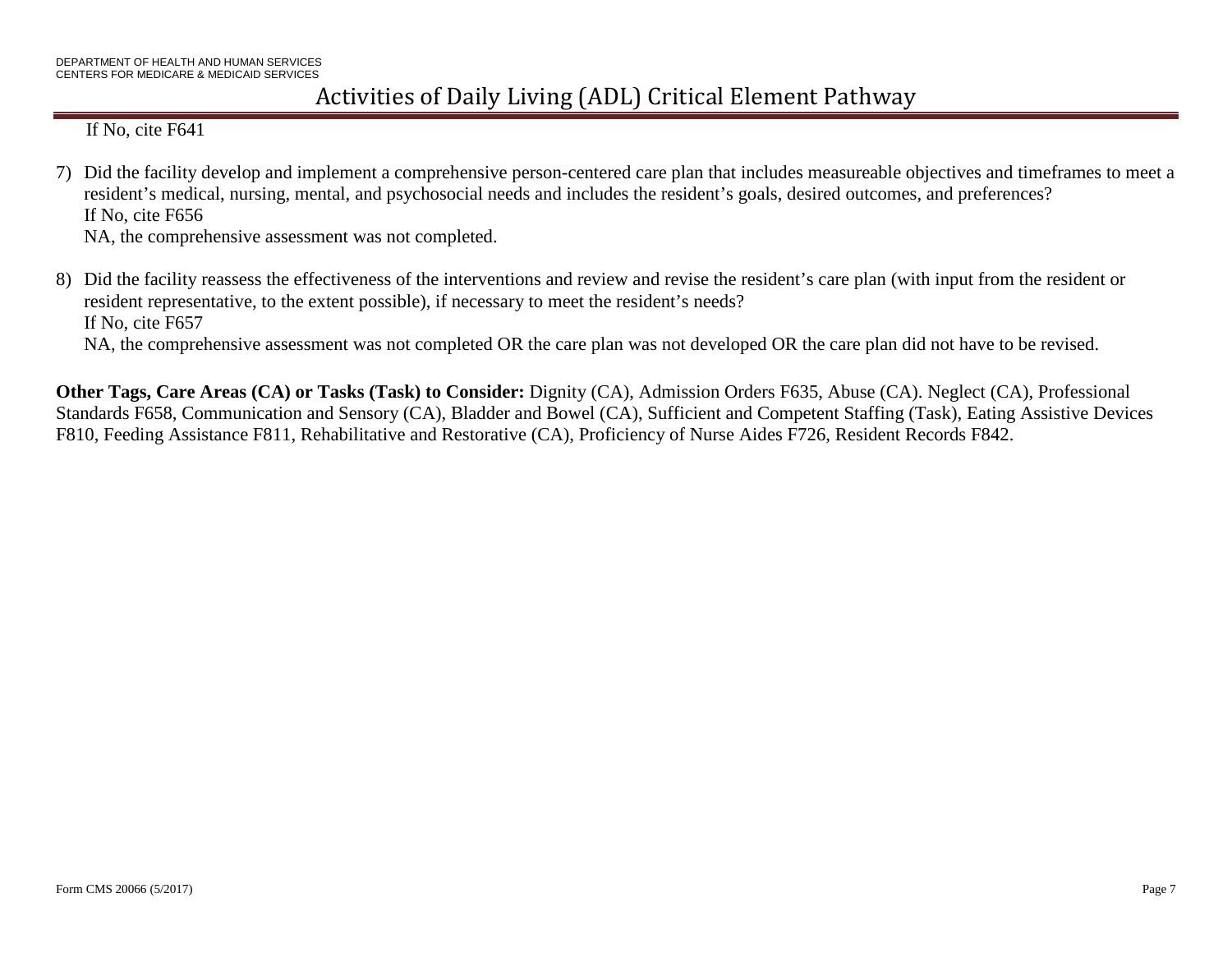If No, cite F641

7) Did the facility develop and implement a comprehensive person-centered care plan that includes measureable objectives and timeframes to meet a resident's medical, nursing, mental, and psychosocial needs and includes the resident's goals, desired outcomes, and preferences?
   If No, cite F656
   NA, the comprehensive assessment was not completed.

8) Did the facility reassess the effectiveness of the interventions and review and revise the resident's care plan (with input from the resident or resident representative, to the extent possible), if necessary to meet the resident's needs?
   If No, cite F657
   NA, the comprehensive assessment was not completed OR the care plan was not developed OR the care plan did not have to be revised.

**Other Tags, Care Areas (CA) or Tasks (Task) to Consider:** Dignity (CA), Admission Orders F635, Abuse (CA). Neglect (CA), Professional Standards F658, Communication and Sensory (CA), Bladder and Bowel (CA), Sufficient and Competent Staffing (Task), Eating Assistive Devices F810, Feeding Assistance F811, Rehabilitative and Restorative (CA), Proficiency of Nurse Aides F726, Resident Records F842.